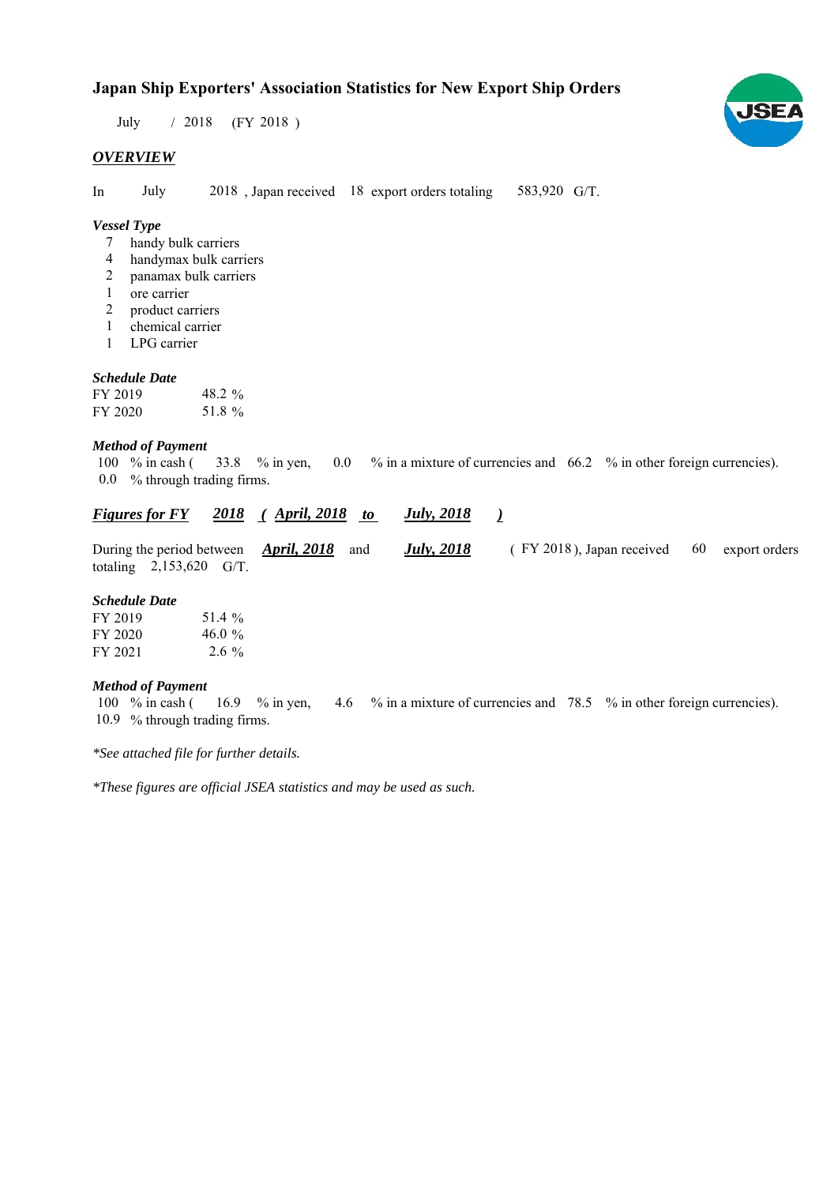# Japan Ship Exporters' Association Statistics for New Export Ship Orders

July / 2018 (FY 2018 )

## *OVERVIEW*

In July 2018 , Japan received 18 export orders totaling 583,920 G/T.

### *Vessel Type*

- 7 handy bulk carriers
- 4 handymax bulk carriers
- 2 panamax bulk carriers
- 1 ore carrier
- 2 product carriers
- 1 chemical carrier
- 1 LPG carrier

### *Schedule Date*

| | |
|---|---|
| FY 2019 | 48.2 % |
| FY 2020 | 51.8 % |

### *Method of Payment*

100 % in cash ( 33.8 % in yen, 0.0 % in a mixture of currencies and 66.2 % in other foreign currencies).
0.0 % through trading firms.

## ***Figures for FY 2018 ( April, 2018 to July, 2018 )***

During the period between ***April, 2018*** and ***July, 2018*** ( FY 2018 ), Japan received 60 export orders totaling 2,153,620 G/T.

### *Schedule Date*

| | |
|---|---|
| FY 2019 | 51.4 % |
| FY 2020 | 46.0 % |
| FY 2021 | 2.6 % |

### *Method of Payment*

100 % in cash ( 16.9 % in yen, 4.6 % in a mixture of currencies and 78.5 % in other foreign currencies).
10.9 % through trading firms.

*\*See attached file for further details.*

*\*These figures are official JSEA statistics and may be used as such.*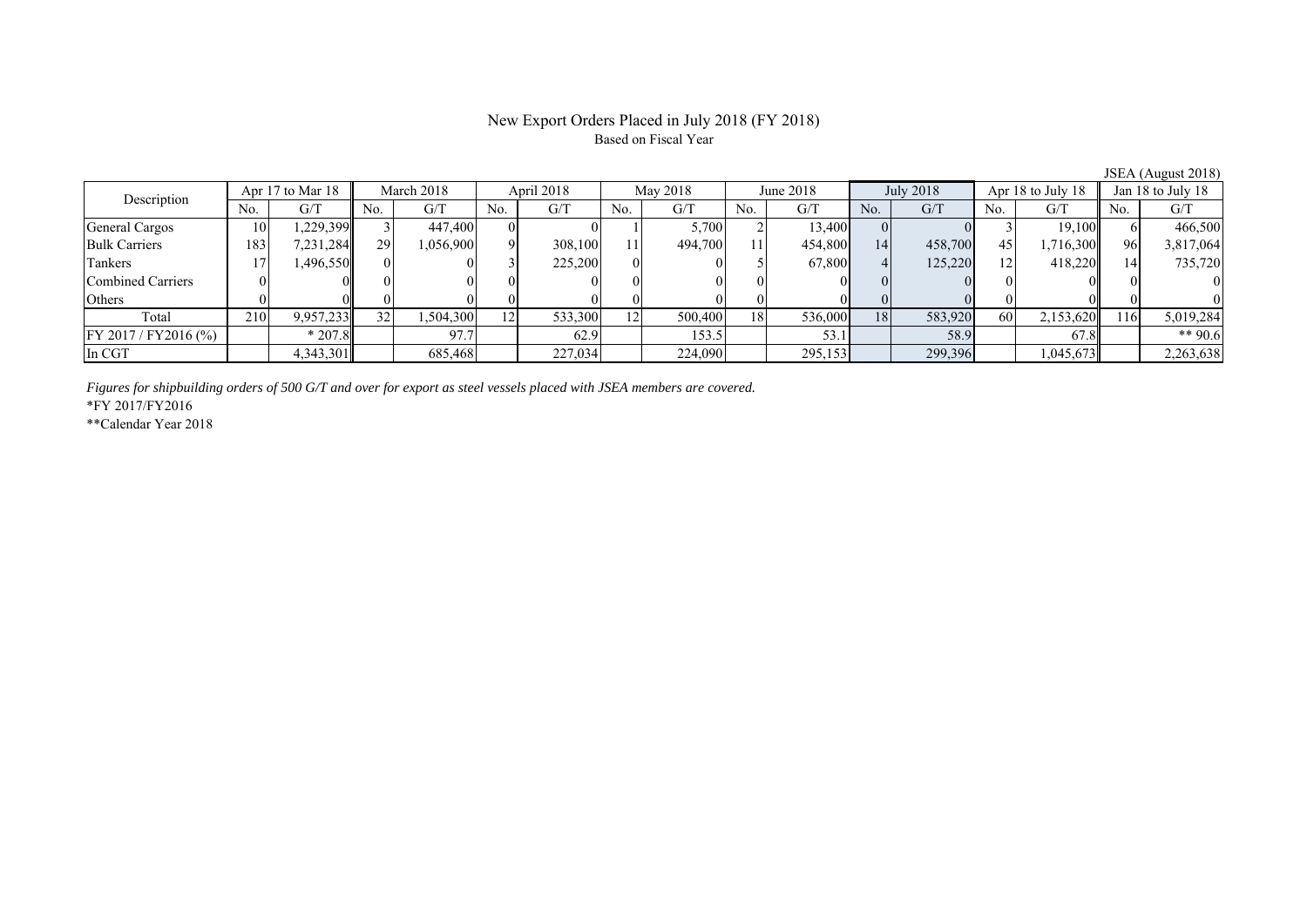# New Export Orders Placed in July 2018 (FY 2018)

Based on Fiscal Year

JSEA (August 2018)

| Description | Apr 17 to Mar 18 | | March 2018 | | April 2018 | | May 2018 | | June 2018 | | July 2018 | | Apr 18 to July 18 | | Jan 18 to July 18 | |
|---|---|---|---|---|---|---|---|---|---|---|---|---|---|---|---|---|
| | No. | G/T | No. | G/T | No. | G/T | No. | G/T | No. | G/T | No. | G/T | No. | G/T | No. | G/T |
| General Cargos | 10 | 1,229,399 | 3 | 447,400 | 0 | 0 | 1 | 5,700 | 2 | 13,400 | 0 | 0 | 3 | 19,100 | 6 | 466,500 |
| Bulk Carriers | 183 | 7,231,284 | 29 | 1,056,900 | 9 | 308,100 | 11 | 494,700 | 11 | 454,800 | 14 | 458,700 | 45 | 1,716,300 | 96 | 3,817,064 |
| Tankers | 17 | 1,496,550 | 0 | 0 | 3 | 225,200 | 0 | 0 | 5 | 67,800 | 4 | 125,220 | 12 | 418,220 | 14 | 735,720 |
| Combined Carriers | 0 | 0 | 0 | 0 | 0 | 0 | 0 | 0 | 0 | 0 | 0 | 0 | 0 | 0 | 0 | 0 |
| Others | 0 | 0 | 0 | 0 | 0 | 0 | 0 | 0 | 0 | 0 | 0 | 0 | 0 | 0 | 0 | 0 |
| Total | 210 | 9,957,233 | 32 | 1,504,300 | 12 | 533,300 | 12 | 500,400 | 18 | 536,000 | 18 | 583,920 | 60 | 2,153,620 | 116 | 5,019,284 |
| FY 2017 / FY2016 (%) | | * 207.8 | | 97.7 | | 62.9 | | 153.5 | | 53.1 | | 58.9 | | 67.8 | | ** 90.6 |
| In CGT | | 4,343,301 | | 685,468 | | 227,034 | | 224,090 | | 295,153 | | 299,396 | | 1,045,673 | | 2,263,638 |

*Figures for shipbuilding orders of 500 G/T and over for export as steel vessels placed with JSEA members are covered.*

*FY 2017/FY2016

**Calendar Year 2018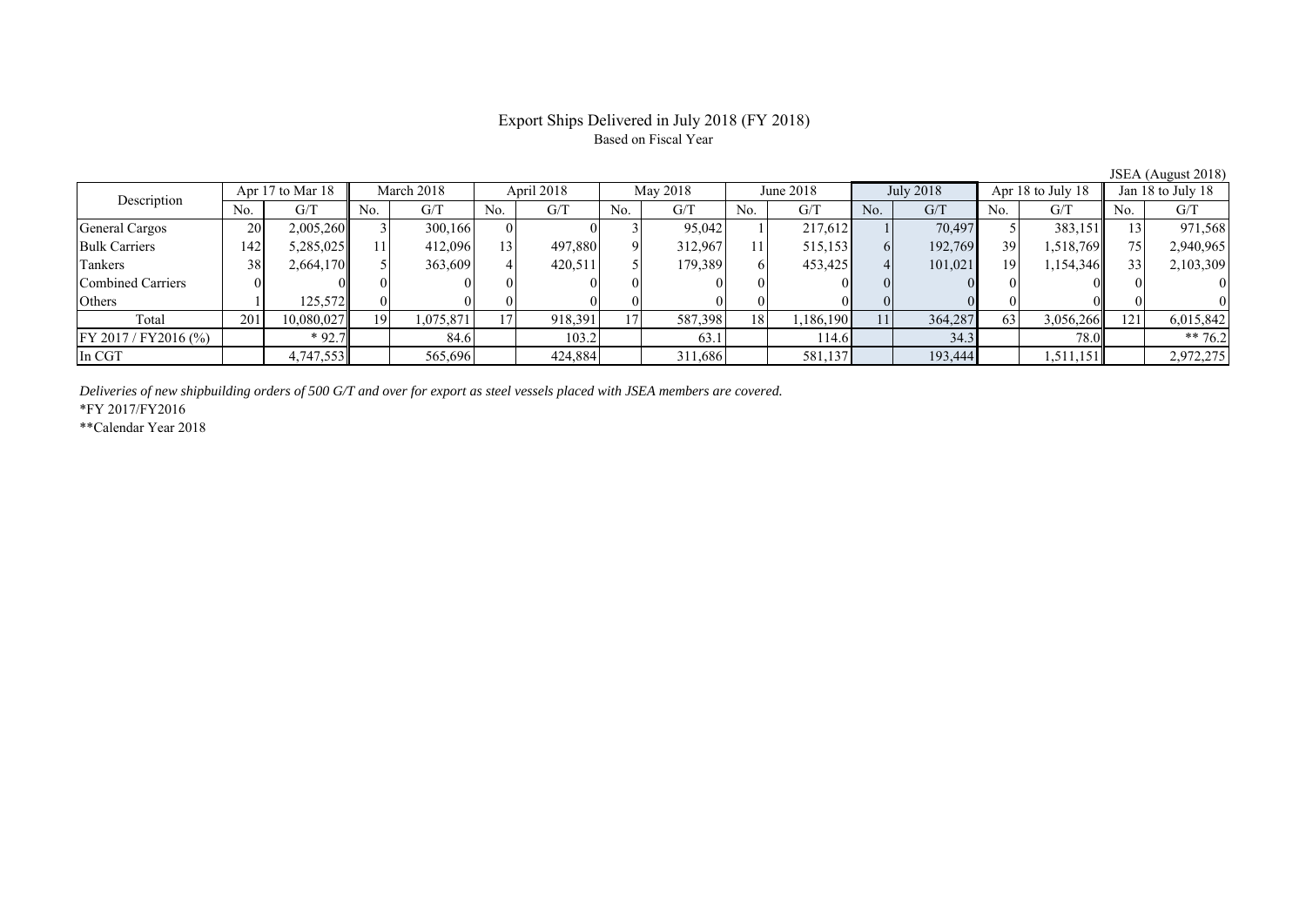# Export Ships Delivered in July 2018 (FY 2018)

Based on Fiscal Year

JSEA (August 2018)

| Description | Apr 17 to Mar 18 | | March 2018 | | April 2018 | | May 2018 | | June 2018 | | July 2018 | | Apr 18 to July 18 | | Jan 18 to July 18 | |
|---|---|---|---|---|---|---|---|---|---|---|---|---|---|---|---|---|
| | No. | G/T | No. | G/T | No. | G/T | No. | G/T | No. | G/T | No. | G/T | No. | G/T | No. | G/T |
| General Cargos | 20 | 2,005,260 | 3 | 300,166 | 0 | 0 | 3 | 95,042 | 1 | 217,612 | 1 | 70,497 | 5 | 383,151 | 13 | 971,568 |
| Bulk Carriers | 142 | 5,285,025 | 11 | 412,096 | 13 | 497,880 | 9 | 312,967 | 11 | 515,153 | 6 | 192,769 | 39 | 1,518,769 | 75 | 2,940,965 |
| Tankers | 38 | 2,664,170 | 5 | 363,609 | 4 | 420,511 | 5 | 179,389 | 6 | 453,425 | 4 | 101,021 | 19 | 1,154,346 | 33 | 2,103,309 |
| Combined Carriers | 0 | 0 | 0 | 0 | 0 | 0 | 0 | 0 | 0 | 0 | 0 | 0 | 0 | 0 | 0 | 0 |
| Others | 1 | 125,572 | 0 | 0 | 0 | 0 | 0 | 0 | 0 | 0 | 0 | 0 | 0 | 0 | 0 | 0 |
| Total | 201 | 10,080,027 | 19 | 1,075,871 | 17 | 918,391 | 17 | 587,398 | 18 | 1,186,190 | 11 | 364,287 | 63 | 3,056,266 | 121 | 6,015,842 |
| FY 2017 / FY2016 (%) | | * 92.7 | | 84.6 | | 103.2 | | 63.1 | | 114.6 | | 34.3 | | 78.0 | | ** 76.2 |
| In CGT | | 4,747,553 | | 565,696 | | 424,884 | | 311,686 | | 581,137 | | 193,444 | | 1,511,151 | | 2,972,275 |

*Deliveries of new shipbuilding orders of 500 G/T and over for export as steel vessels placed with JSEA members are covered.*

*FY 2017/FY2016

**Calendar Year 2018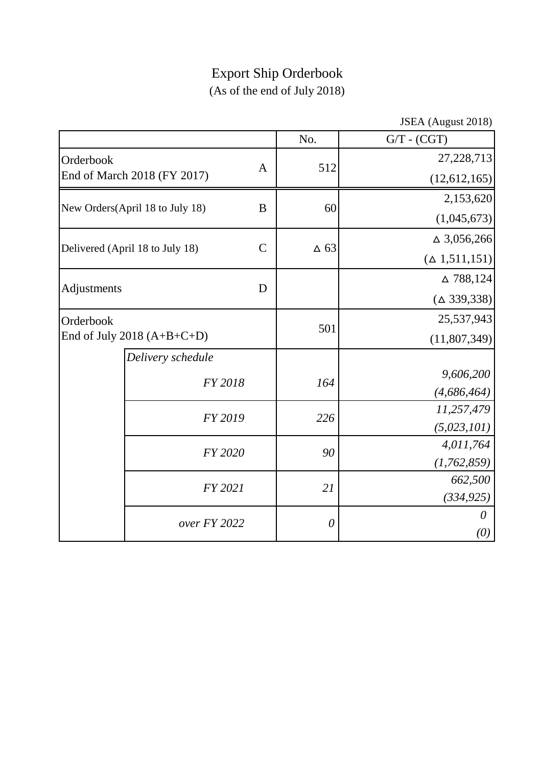# Export Ship Orderbook

(As of the end of July 2018)

JSEA (August 2018)

| | | | No. | G/T - (CGT) |
|---|---|---|---|---|
| Orderbook<br>End of March 2018 (FY 2017) | | A | 512 | 27,228,713<br>(12,612,165) |
| New Orders(April 18 to July 18) | | B | 60 | 2,153,620<br>(1,045,673) |
| Delivered (April 18 to July 18) | | C | ∆ 63 | ∆ 3,056,266<br>(∆ 1,511,151) |
| Adjustments | | D | | ∆ 788,124<br>(∆ 339,338) |
| Orderbook<br>End of July 2018 (A+B+C+D) | | | 501 | 25,537,943<br>(11,807,349) |
| | *Delivery schedule* | | | |
| | *FY 2018* | | *164* | *9,606,200*<br>*(4,686,464)* |
| | *FY 2019* | | *226* | *11,257,479*<br>*(5,023,101)* |
| | *FY 2020* | | *90* | *4,011,764*<br>*(1,762,859)* |
| | *FY 2021* | | *21* | *662,500*<br>*(334,925)* |
| | *over FY 2022* | | *0* | *0*<br>*(0)* |